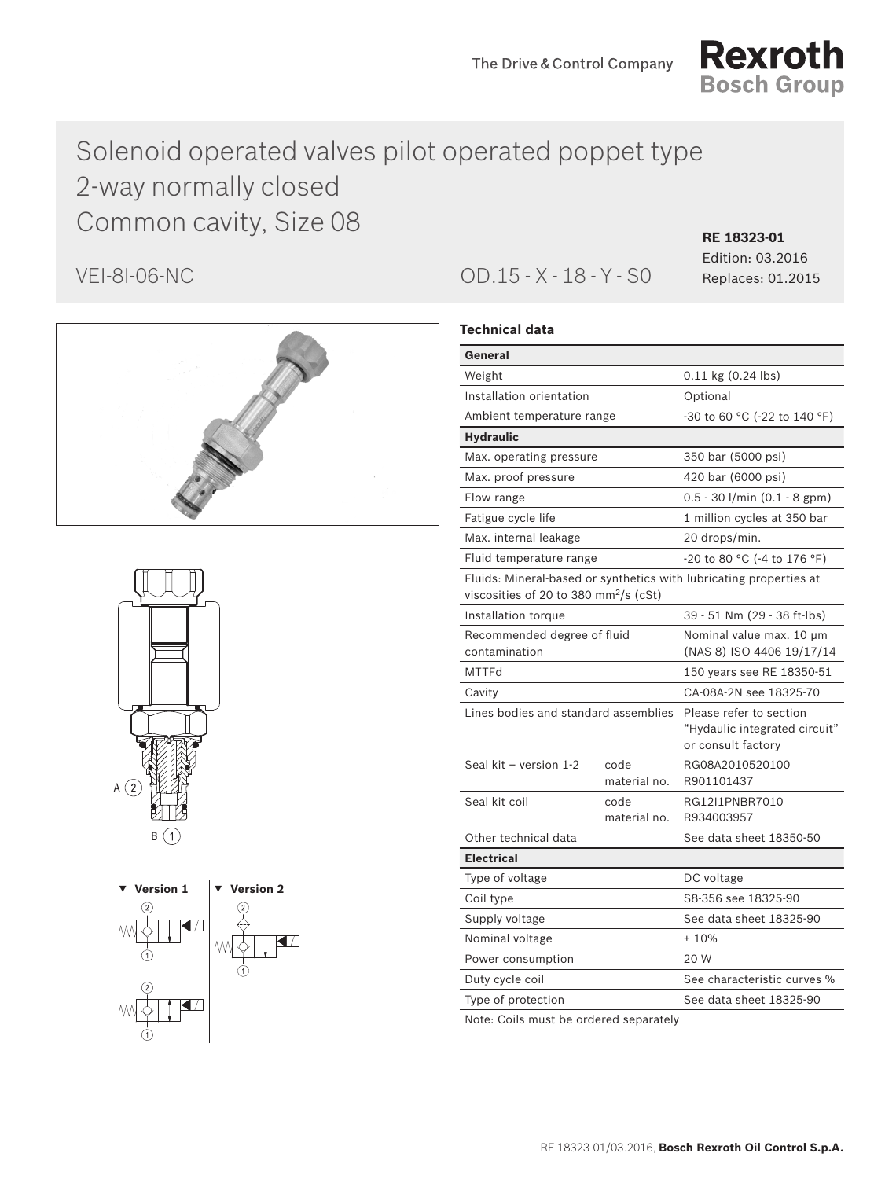# Solenoid operated valves pilot operated poppet type 2-way normally closed Common cavity, Size 08

VEI-8I-06-NC

OD.15 - X - 18 - Y - S0

**RE 18323-01**
Edition: 03.2016
Replaces: 01.2015

A (2)

B (1)

▼ **Version 1**

▼ **Version 2**

### Technical data

| **General** | | |
|---|---|---|
| Weight | | 0.11 kg (0.24 lbs) |
| Installation orientation | | Optional |
| Ambient temperature range | | -30 to 60 °C (-22 to 140 °F) |
| **Hydraulic** | | |
| Max. operating pressure | | 350 bar (5000 psi) |
| Max. proof pressure | | 420 bar (6000 psi) |
| Flow range | | 0.5 - 30 l/min (0.1 - 8 gpm) |
| Fatigue cycle life | | 1 million cycles at 350 bar |
| Max. internal leakage | | 20 drops/min. |
| Fluid temperature range | | -20 to 80 °C (-4 to 176 °F) |
| Fluids: Mineral-based or synthetics with lubricating properties at viscosities of 20 to 380 mm²/s (cSt) | | |
| Installation torque | | 39 - 51 Nm (29 - 38 ft-lbs) |
| Recommended degree of fluid contamination | | Nominal value max. 10 µm (NAS 8) ISO 4406 19/17/14 |
| MTTFd | | 150 years see RE 18350-51 |
| Cavity | | CA-08A-2N see 18325-70 |
| Lines bodies and standard assemblies | | Please refer to section "Hydaulic integrated circuit" or consult factory |
| Seal kit – version 1-2 | code<br>material no. | RG08A2010520100<br>R901101437 |
| Seal kit coil | code<br>material no. | RG12I1PNBR7010<br>R934003957 |
| Other technical data | | See data sheet 18350-50 |
| **Electrical** | | |
| Type of voltage | | DC voltage |
| Coil type | | S8-356 see 18325-90 |
| Supply voltage | | See data sheet 18325-90 |
| Nominal voltage | | ± 10% |
| Power consumption | | 20 W |
| Duty cycle coil | | See characteristic curves % |
| Type of protection | | See data sheet 18325-90 |
| Note: Coils must be ordered separately | | |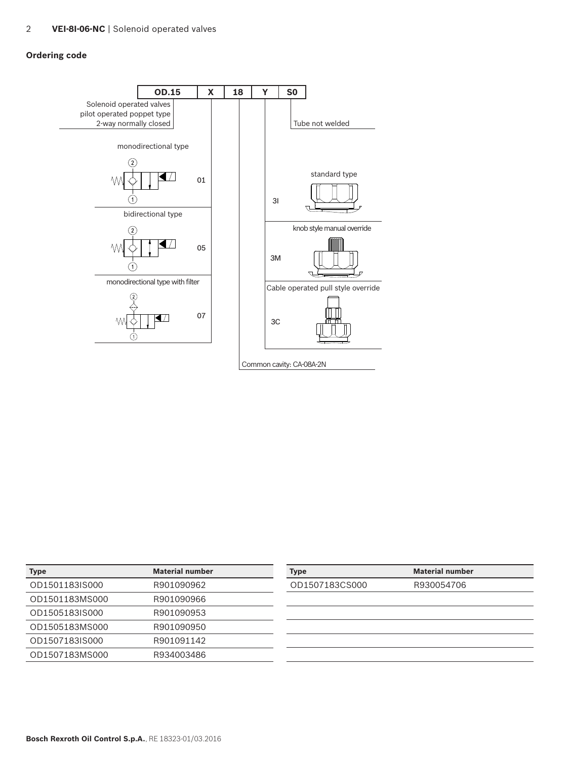## Ordering code

| OD.15 | X | 18 | Y | S0 |
|---|---|---|---|---|

**OD.15** – Solenoid operated valves, pilot operated poppet type, 2-way normally closed

**X**
- 01 – monodirectional type
- 05 – bidirectional type
- 07 – monodirectional type with filter

**18** – Common cavity: CA-08A-2N

**Y**
- 3I – standard type
- 3M – knob style manual override
- 3C – Cable operated pull style override

**S0** – Tube not welded

| Type | Material number |
|---|---|
| OD1501183IS000 | R901090962 |
| OD1501183MS000 | R901090966 |
| OD1505183IS000 | R901090953 |
| OD1505183MS000 | R901090950 |
| OD1507183IS000 | R901091142 |
| OD1507183MS000 | R934003486 |
| OD1507183CS000 | R930054706 |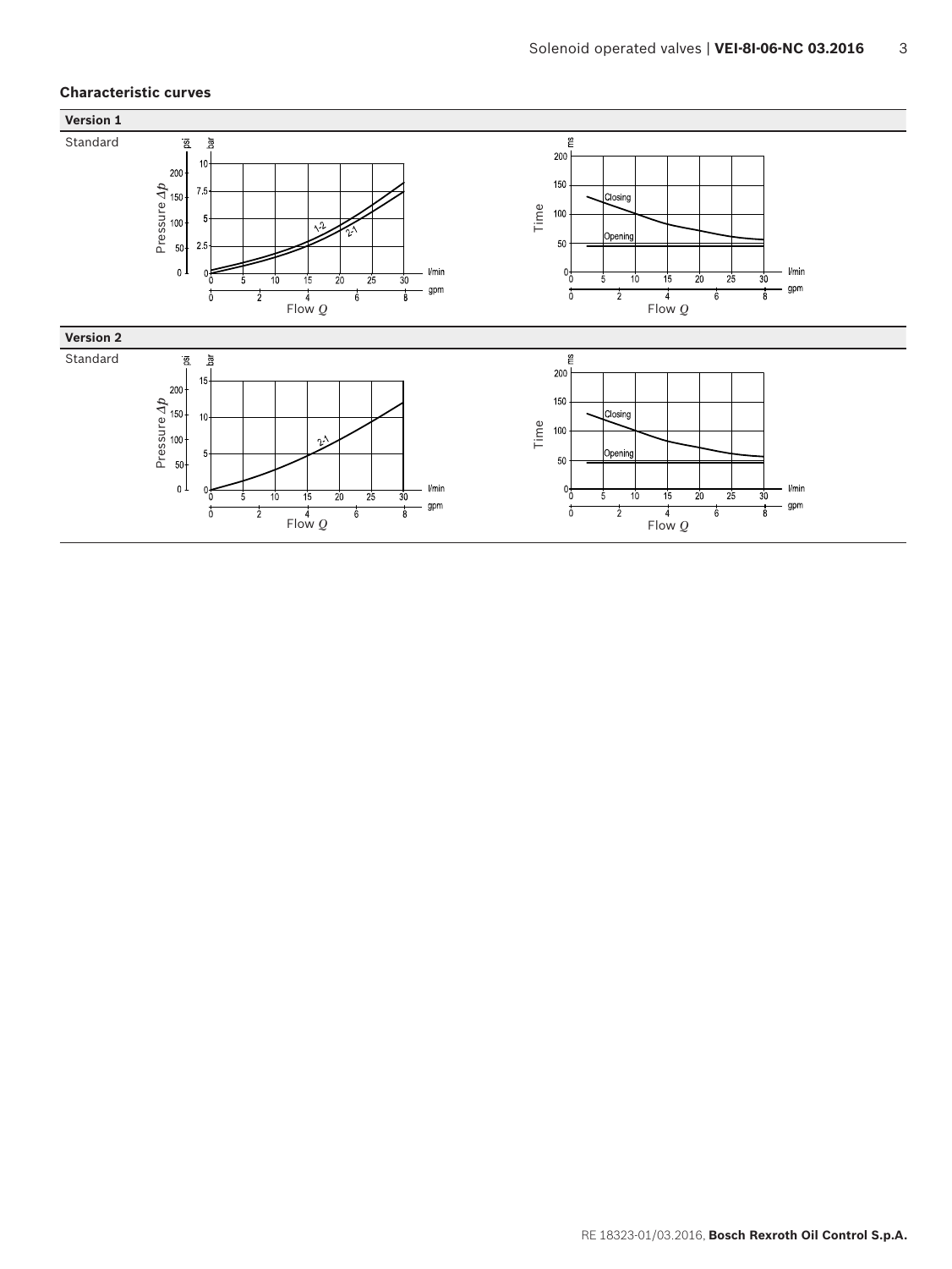## Characteristic curves

### Version 1

Standard

### Version 2

Standard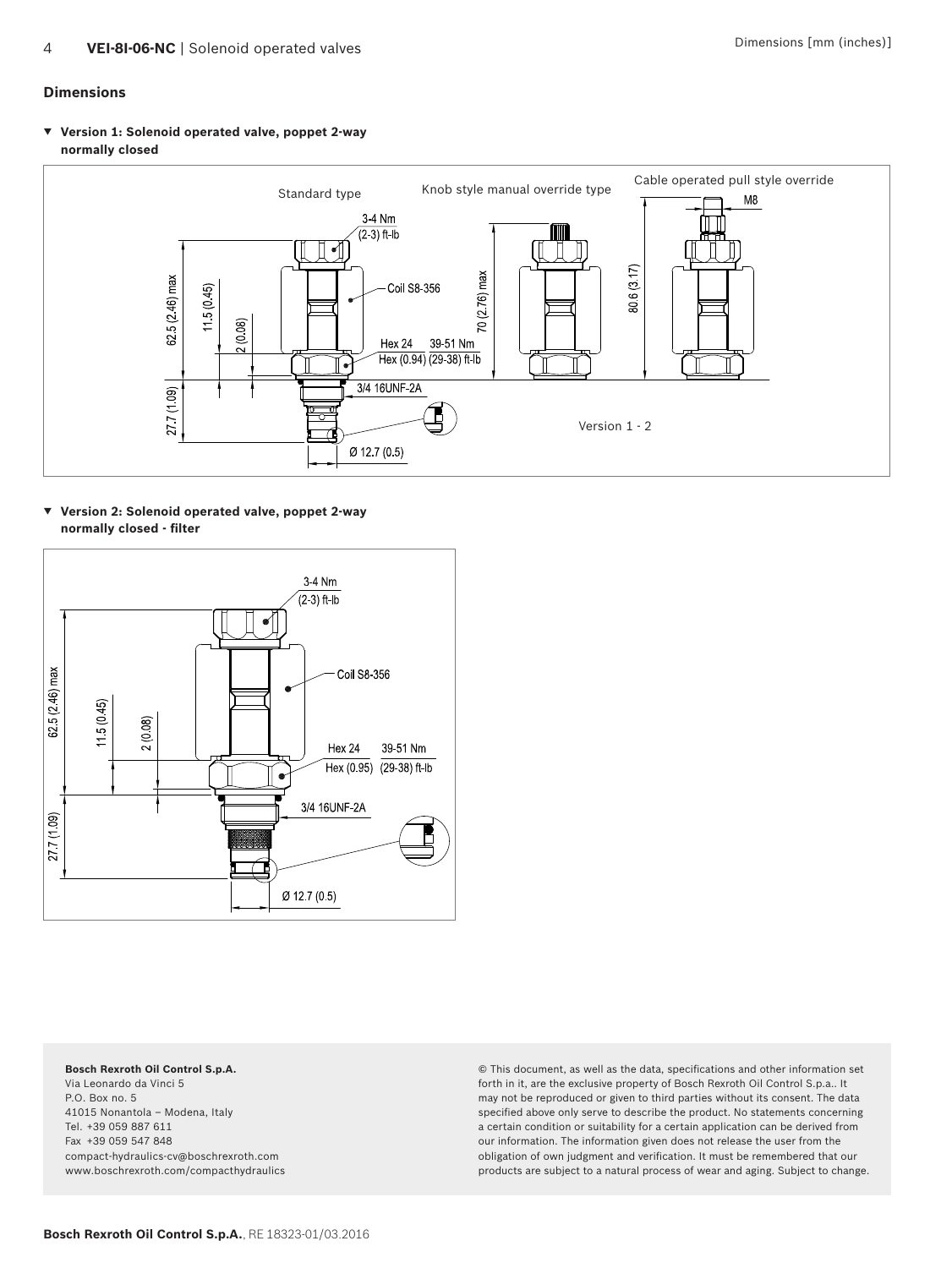## Dimensions

▼ **Version 1: Solenoid operated valve, poppet 2-way normally closed**

Standard type

Knob style manual override type

Cable operated pull style override

3-4 Nm
(2-3) ft-lb

Coil S8-356

62.5 (2.46) max

11.5 (0.45)

2 (0.08)

Hex 24 39-51 Nm
Hex (0.94) (29-38) ft-lb

3/4 16UNF-2A

27.7 (1.09)

Ø 12.7 (0.5)

70 (2.76) max

80.6 (3.17)

M8

Version 1 - 2

▼ **Version 2: Solenoid operated valve, poppet 2-way normally closed - filter**

3-4 Nm
(2-3) ft-lb

Coil S8-356

62.5 (2.46) max

11.5 (0.45)

2 (0.08)

Hex 24 39-51 Nm
Hex (0.95) (29-38) ft-lb

3/4 16UNF-2A

27.7 (1.09)

Ø 12.7 (0.5)

**Bosch Rexroth Oil Control S.p.A.**
Via Leonardo da Vinci 5
P.O. Box no. 5
41015 Nonantola – Modena, Italy
Tel. +39 059 887 611
Fax +39 059 547 848
compact-hydraulics-cv@boschrexroth.com
www.boschrexroth.com/compacthydraulics

© This document, as well as the data, specifications and other information set forth in it, are the exclusive property of Bosch Rexroth Oil Control S.p.a.. It may not be reproduced or given to third parties without its consent. The data specified above only serve to describe the product. No statements concerning a certain condition or suitability for a certain application can be derived from our information. The information given does not release the user from the obligation of own judgment and verification. It must be remembered that our products are subject to a natural process of wear and aging. Subject to change.